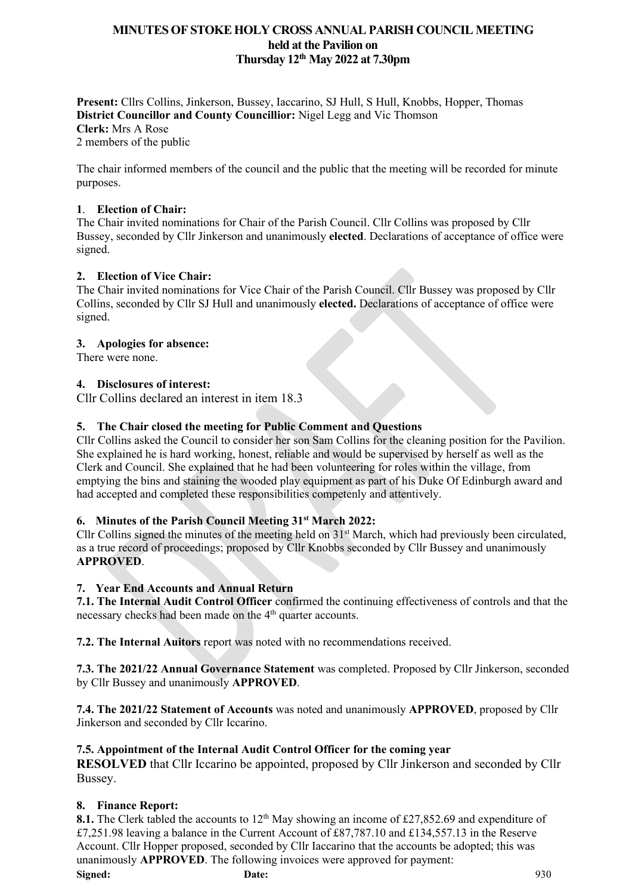# MINUTES OF STOKE HOLY CROSS ANNUAL PARISH COUNCIL MEETING
## held at the Pavilion on
## Thursday 12th May 2022 at 7.30pm

**Present:** Cllrs Collins, Jinkerson, Bussey, Iaccarino, SJ Hull, S Hull, Knobbs, Hopper, Thomas
**District Councillor and County Councillior:** Nigel Legg and Vic Thomson
**Clerk:** Mrs A Rose
2 members of the public

The chair informed members of the council and the public that the meeting will be recorded for minute purposes.

**1. Election of Chair:**
The Chair invited nominations for Chair of the Parish Council. Cllr Collins was proposed by Cllr Bussey, seconded by Cllr Jinkerson and unanimously **elected**. Declarations of acceptance of office were signed.

**2. Election of Vice Chair:**
The Chair invited nominations for Vice Chair of the Parish Council. Cllr Bussey was proposed by Cllr Collins, seconded by Cllr SJ Hull and unanimously **elected.** Declarations of acceptance of office were signed.

**3. Apologies for absence:**
There were none.

**4. Disclosures of interest:**
Cllr Collins declared an interest in item 18.3

**5. The Chair closed the meeting for Public Comment and Questions**
Cllr Collins asked the Council to consider her son Sam Collins for the cleaning position for the Pavilion. She explained he is hard working, honest, reliable and would be supervised by herself as well as the Clerk and Council. She explained that he had been volunteering for roles within the village, from emptying the bins and staining the wooded play equipment as part of his Duke Of Edinburgh award and had accepted and completed these responsibilities competenly and attentively.

**6. Minutes of the Parish Council Meeting 31st March 2022:**
Cllr Collins signed the minutes of the meeting held on 31st March, which had previously been circulated, as a true record of proceedings; proposed by Cllr Knobbs seconded by Cllr Bussey and unanimously **APPROVED**.

**7. Year End Accounts and Annual Return**

**7.1. The Internal Audit Control Officer** confirmed the continuing effectiveness of controls and that the necessary checks had been made on the 4th quarter accounts.

**7.2. The Internal Auitors** report was noted with no recommendations received.

**7.3. The 2021/22 Annual Governance Statement** was completed. Proposed by Cllr Jinkerson, seconded by Cllr Bussey and unanimously **APPROVED**.

**7.4. The 2021/22 Statement of Accounts** was noted and unanimously **APPROVED**, proposed by Cllr Jinkerson and seconded by Cllr Iccarino.

**7.5. Appointment of the Internal Audit Control Officer for the coming year**
**RESOLVED** that Cllr Iccarino be appointed, proposed by Cllr Jinkerson and seconded by Cllr Bussey.

**8. Finance Report:**

**8.1.** The Clerk tabled the accounts to 12th May showing an income of £27,852.69 and expenditure of £7,251.98 leaving a balance in the Current Account of £87,787.10 and £134,557.13 in the Reserve Account. Cllr Hopper proposed, seconded by Cllr Iaccarino that the accounts be adopted; this was unanimously **APPROVED**. The following invoices were approved for payment:

**Signed:** **Date:**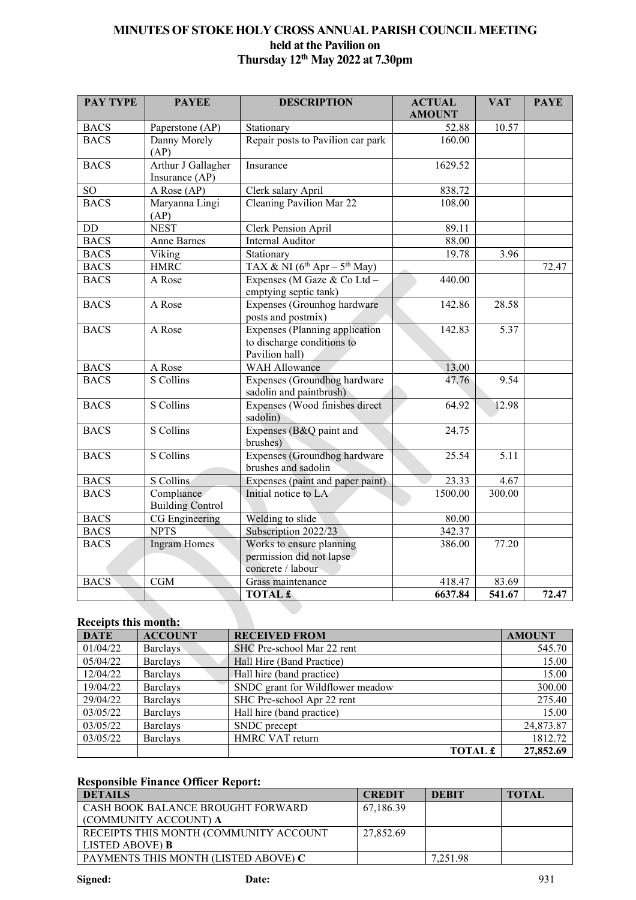**MINUTES OF STOKE HOLY CROSS ANNUAL PARISH COUNCIL MEETING held at the Pavilion on Thursday 12th May 2022 at 7.30pm**

| PAY TYPE | PAYEE | DESCRIPTION | ACTUAL AMOUNT | VAT | PAYE |
|---|---|---|---|---|---|
| BACS | Paperstone (AP) | Stationary | 52.88 | 10.57 | |
| BACS | Danny Morely (AP) | Repair posts to Pavilion car park | 160.00 | | |
| BACS | Arthur J Gallagher Insurance (AP) | Insurance | 1629.52 | | |
| SO | A Rose (AP) | Clerk salary April | 838.72 | | |
| BACS | Maryanna Lingi (AP) | Cleaning Pavilion Mar 22 | 108.00 | | |
| DD | NEST | Clerk Pension April | 89.11 | | |
| BACS | Anne Barnes | Internal Auditor | 88.00 | | |
| BACS | Viking | Stationary | 19.78 | 3.96 | |
| BACS | HMRC | TAX & NI (6th Apr – 5th May) | | | 72.47 |
| BACS | A Rose | Expenses (M Gaze & Co Ltd – emptying septic tank) | 440.00 | | |
| BACS | A Rose | Expenses (Grounhog hardware posts and postmix) | 142.86 | 28.58 | |
| BACS | A Rose | Expenses (Planning application to discharge conditions to Pavilion hall) | 142.83 | 5.37 | |
| BACS | A Rose | WAH Allowance | 13.00 | | |
| BACS | S Collins | Expenses (Groundhog hardware sadolin and paintbrush) | 47.76 | 9.54 | |
| BACS | S Collins | Expenses (Wood finishes direct sadolin) | 64.92 | 12.98 | |
| BACS | S Collins | Expenses (B&Q paint and brushes) | 24.75 | | |
| BACS | S Collins | Expenses (Groundhog hardware brushes and sadolin | 25.54 | 5.11 | |
| BACS | S Collins | Expenses (paint and paper paint) | 23.33 | 4.67 | |
| BACS | Compliance Building Control | Initial notice to LA | 1500.00 | 300.00 | |
| BACS | CG Engineering | Welding to slide | 80.00 | | |
| BACS | NPTS | Subscription 2022/23 | 342.37 | | |
| BACS | Ingram Homes | Works to ensure planning permission did not lapse concrete / labour | 386.00 | 77.20 | |
| BACS | CGM | Grass maintenance | 418.47 | 83.69 | |
| | | **TOTAL £** | **6637.84** | **541.67** | **72.47** |

**Receipts this month:**

| DATE | ACCOUNT | RECEIVED FROM | AMOUNT |
|---|---|---|---|
| 01/04/22 | Barclays | SHC Pre-school Mar 22 rent | 545.70 |
| 05/04/22 | Barclays | Hall Hire (Band Practice) | 15.00 |
| 12/04/22 | Barclays | Hall hire (band practice) | 15.00 |
| 19/04/22 | Barclays | SNDC grant for Wildflower meadow | 300.00 |
| 29/04/22 | Barclays | SHC Pre-school Apr 22 rent | 275.40 |
| 03/05/22 | Barclays | Hall hire (band practice) | 15.00 |
| 03/05/22 | Barclays | SNDC precept | 24,873.87 |
| 03/05/22 | Barclays | HMRC VAT return | 1812.72 |
| | | **TOTAL £** | **27,852.69** |

**Responsible Finance Officer Report:**

| DETAILS | CREDIT | DEBIT | TOTAL |
|---|---|---|---|
| CASH BOOK BALANCE BROUGHT FORWARD (COMMUNITY ACCOUNT) **A** | 67,186.39 | | |
| RECEIPTS THIS MONTH (COMMUNITY ACCOUNT LISTED ABOVE) **B** | 27,852.69 | | |
| PAYMENTS THIS MONTH (LISTED ABOVE) **C** | | 7,251.98 | |

**Signed:** **Date:**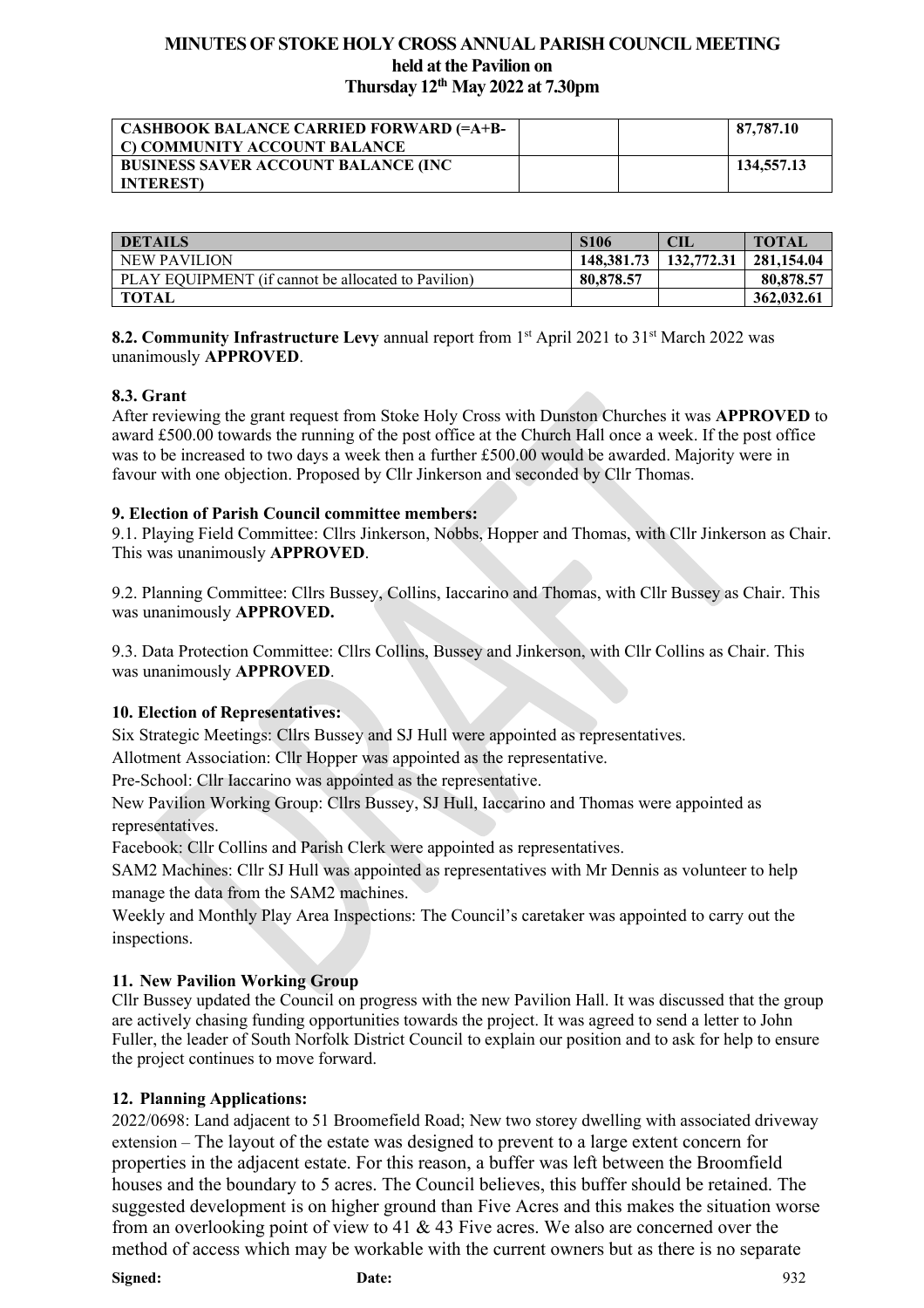**MINUTES OF STOKE HOLY CROSS ANNUAL PARISH COUNCIL MEETING held at the Pavilion on Thursday 12th May 2022 at 7.30pm**

| | | | |
|---|---|---|---|
| **CASHBOOK BALANCE CARRIED FORWARD (=A+B-C) COMMUNITY ACCOUNT BALANCE** | | | **87,787.10** |
| **BUSINESS SAVER ACCOUNT BALANCE (INC INTEREST)** | | | **134,557.13** |

| DETAILS | S106 | CIL | TOTAL |
|---|---|---|---|
| NEW PAVILION | **148,381.73** | **132,772.31** | **281,154.04** |
| PLAY EQUIPMENT (if cannot be allocated to Pavilion) | **80,878.57** | | **80,878.57** |
| **TOTAL** | | | **362,032.61** |

**8.2. Community Infrastructure Levy** annual report from 1st April 2021 to 31st March 2022 was unanimously **APPROVED**.

**8.3. Grant**
After reviewing the grant request from Stoke Holy Cross with Dunston Churches it was **APPROVED** to award £500.00 towards the running of the post office at the Church Hall once a week. If the post office was to be increased to two days a week then a further £500.00 would be awarded. Majority were in favour with one objection. Proposed by Cllr Jinkerson and seconded by Cllr Thomas.

**9. Election of Parish Council committee members:**
9.1. Playing Field Committee: Cllrs Jinkerson, Nobbs, Hopper and Thomas, with Cllr Jinkerson as Chair. This was unanimously **APPROVED**.

9.2. Planning Committee: Cllrs Bussey, Collins, Iaccarino and Thomas, with Cllr Bussey as Chair. This was unanimously **APPROVED.**

9.3. Data Protection Committee: Cllrs Collins, Bussey and Jinkerson, with Cllr Collins as Chair. This was unanimously **APPROVED**.

**10. Election of Representatives:**
Six Strategic Meetings: Cllrs Bussey and SJ Hull were appointed as representatives.
Allotment Association: Cllr Hopper was appointed as the representative.
Pre-School: Cllr Iaccarino was appointed as the representative.
New Pavilion Working Group: Cllrs Bussey, SJ Hull, Iaccarino and Thomas were appointed as representatives.
Facebook: Cllr Collins and Parish Clerk were appointed as representatives.
SAM2 Machines: Cllr SJ Hull was appointed as representatives with Mr Dennis as volunteer to help manage the data from the SAM2 machines.
Weekly and Monthly Play Area Inspections: The Council's caretaker was appointed to carry out the inspections.

**11. New Pavilion Working Group**
Cllr Bussey updated the Council on progress with the new Pavilion Hall. It was discussed that the group are actively chasing funding opportunities towards the project. It was agreed to send a letter to John Fuller, the leader of South Norfolk District Council to explain our position and to ask for help to ensure the project continues to move forward.

**12. Planning Applications:**
2022/0698: Land adjacent to 51 Broomefield Road; New two storey dwelling with associated driveway extension – The layout of the estate was designed to prevent to a large extent concern for properties in the adjacent estate. For this reason, a buffer was left between the Broomfield houses and the boundary to 5 acres. The Council believes, this buffer should be retained. The suggested development is on higher ground than Five Acres and this makes the situation worse from an overlooking point of view to 41 & 43 Five acres. We also are concerned over the method of access which may be workable with the current owners but as there is no separate

**Signed:** **Date:**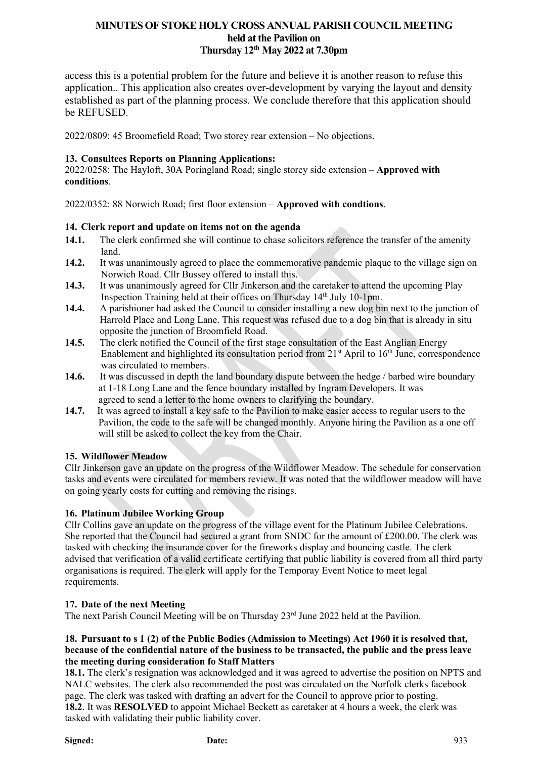access this is a potential problem for the future and believe it is another reason to refuse this application.. This application also creates over-development by varying the layout and density established as part of the planning process. We conclude therefore that this application should be REFUSED.

2022/0809: 45 Broomefield Road; Two storey rear extension – No objections.

### 13. Consultees Reports on Planning Applications:

2022/0258: The Hayloft, 30A Poringland Road; single storey side extension – **Approved with conditions**.

2022/0352: 88 Norwich Road; first floor extension – **Approved with condtions**.

### 14. Clerk report and update on items not on the agenda

**14.1.** The clerk confirmed she will continue to chase solicitors reference the transfer of the amenity land.

**14.2.** It was unanimously agreed to place the commemorative pandemic plaque to the village sign on Norwich Road. Cllr Bussey offered to install this.

**14.3.** It was unanimously agreed for Cllr Jinkerson and the caretaker to attend the upcoming Play Inspection Training held at their offices on Thursday 14th July 10-1pm.

**14.4.** A parishioner had asked the Council to consider installing a new dog bin next to the junction of Harrold Place and Long Lane. This request was refused due to a dog bin that is already in situ opposite the junction of Broomfield Road.

**14.5.** The clerk notified the Council of the first stage consultation of the East Anglian Energy Enablement and highlighted its consultation period from 21st April to 16th June, correspondence was circulated to members.

**14.6.** It was discussed in depth the land boundary dispute between the hedge / barbed wire boundary at 1-18 Long Lane and the fence boundary installed by Ingram Developers. It was agreed to send a letter to the home owners to clarifying the boundary.

**14.7.** It was agreed to install a key safe to the Pavilion to make easier access to regular users to the Pavilion, the code to the safe will be changed monthly. Anyone hiring the Pavilion as a one off will still be asked to collect the key from the Chair.

### 15. Wildflower Meadow

Cllr Jinkerson gave an update on the progress of the Wildflower Meadow. The schedule for conservation tasks and events were circulated for members review. It was noted that the wildflower meadow will have on going yearly costs for cutting and removing the risings.

### 16. Platinum Jubilee Working Group

Cllr Collins gave an update on the progress of the village event for the Platinum Jubilee Celebrations. She reported that the Council had secured a grant from SNDC for the amount of £200.00. The clerk was tasked with checking the insurance cover for the fireworks display and bouncing castle. The clerk advised that verification of a valid certificate certifying that public liability is covered from all third party organisations is required. The clerk will apply for the Temporay Event Notice to meet legal requirements.

### 17. Date of the next Meeting

The next Parish Council Meeting will be on Thursday 23rd June 2022 held at the Pavilion.

### 18. Pursuant to s 1 (2) of the Public Bodies (Admission to Meetings) Act 1960 it is resolved that, because of the confidential nature of the business to be transacted, the public and the press leave the meeting during consideration fo Staff Matters

**18.1.** The clerk's resignation was acknowledged and it was agreed to advertise the position on NPTS and NALC websites. The clerk also recommended the post was circulated on the Norfolk clerks facebook page. The clerk was tasked with drafting an advert for the Council to approve prior to posting.

**18.2**. It was **RESOLVED** to appoint Michael Beckett as caretaker at 4 hours a week, the clerk was tasked with validating their public liability cover.

**Signed:** **Date:**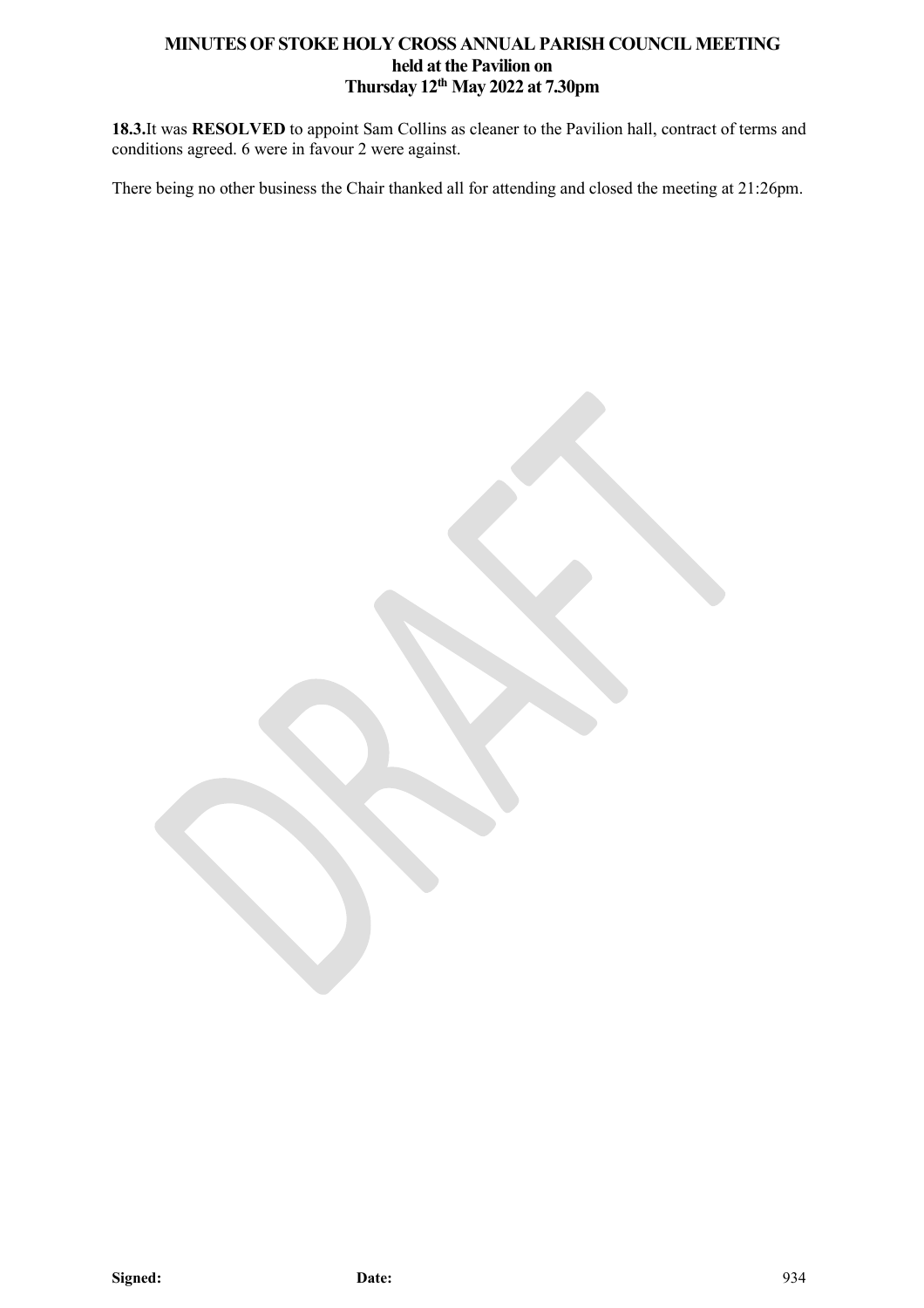**18.3.** It was **RESOLVED** to appoint Sam Collins as cleaner to the Pavilion hall, contract of terms and conditions agreed. 6 were in favour 2 were against.

There being no other business the Chair thanked all for attending and closed the meeting at 21:26pm.

**Signed:** **Date:**